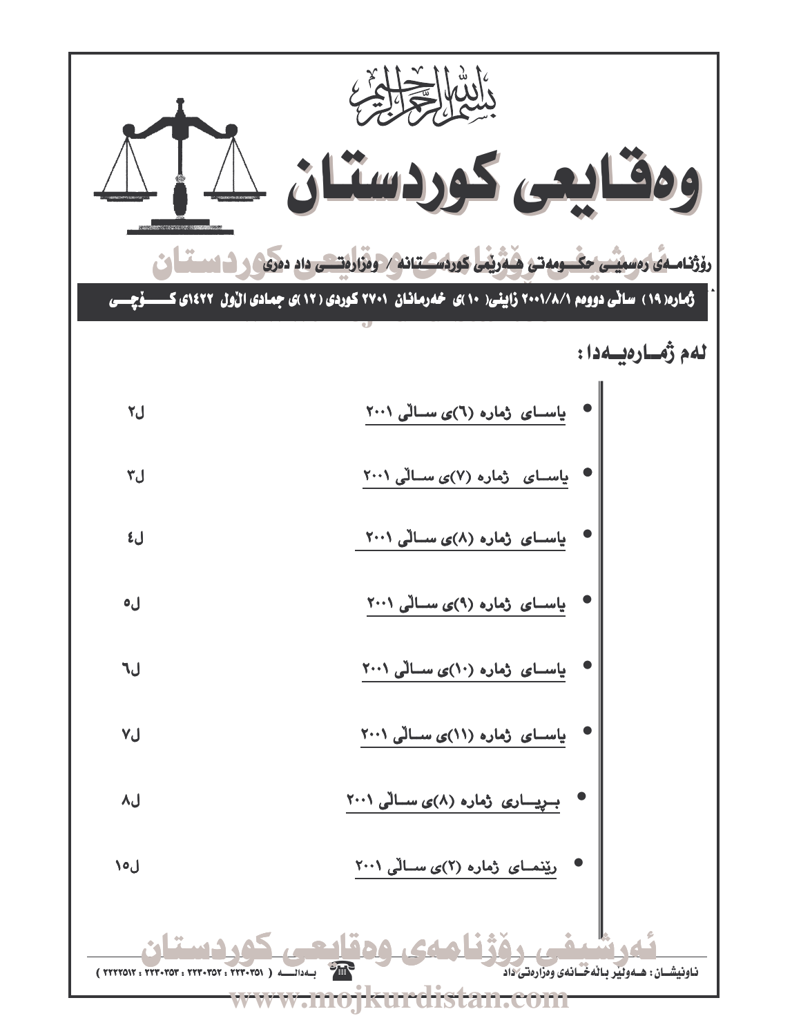بسم الله الرحمن الرحيم

# وەقایعی کوردستان

رۆژنامـەی رەسمیـی حکـومەتی هـەرێمی کوردسـتانە / وەزارەتـی داد دەری

ژمارە(١٩) ساڵی دووەم ٢٠٠١/٨/١ زاینی(١٠)ی خەرمانان ٢٧٠١ کوردی (١٢)ی جمادی الأول ١٤٢٢ی کـۆچـی

## لەم ژمـارەیـەدا:

- یاسـای ژمارە (٦)ی سـاڵی ٢٠٠١ ل٢
- یاسـای ژمارە (٧)ی سـاڵی ٢٠٠١ ل٣
- یاسـای ژمارە (٨)ی سـاڵی ٢٠٠١ ل٤
- یاسـای ژمارە (٩)ی سـاڵی ٢٠٠١ ل٥
- یاسـای ژمارە (١٠)ی سـاڵی ٢٠٠١ ل٦
- یاسـای ژمارە (١١)ی سـاڵی ٢٠٠١ ل٧
- بـڕیـاری ژمارە (٨)ی سـاڵی ٢٠٠١ ل٨
- ڕێنمـای ژمارە (٢)ی سـاڵی ٢٠٠١ ل١٥

ناونیشـان: هـەولێر باڵەخـانەی وەزارەتی داد

بـەدالـە ( ٢٢٣٠٣٥١ ، ٢٢٣٠٣٥٢ ، ٢٢٣٠٣٥٣ ، ٢٢٢٢٥١٢ )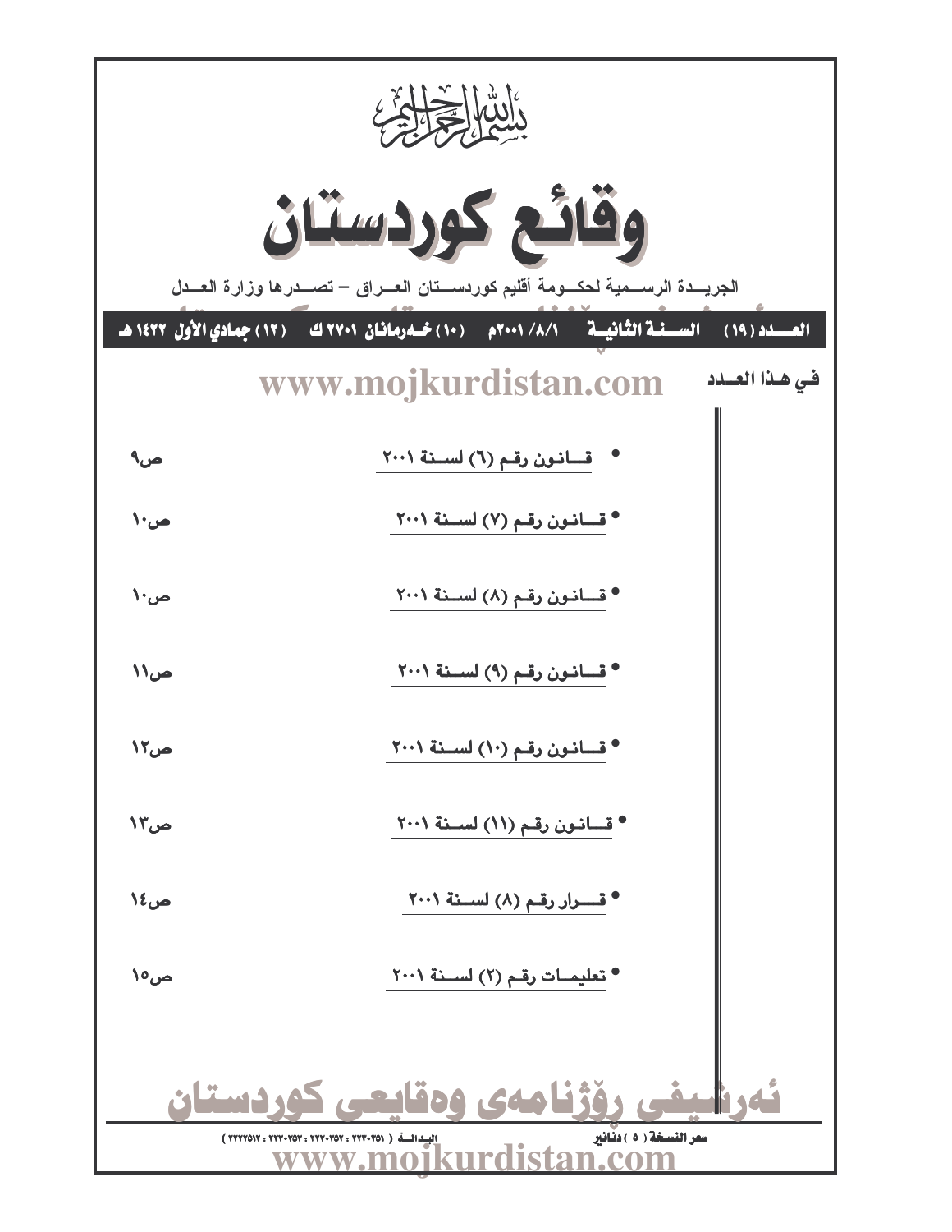بسم الله الرحمن الرحيم

# وقائع كوردستان

الجريـــدة الرســمية لحكــومة أقليم كوردســـتان العــراق – تصــدرها وزارة العــدل

**العــدد (١٩) السـنـة الثانيـة ١/٨/ ٢٠٠١م (١٠) خـەرمانان ٢٧٠١ ك (١٢) جمادي الأول ١٤٢٢ هـ**

www.mojkurdistan.com

**في هـذا العـدد**

| | |
|---|---|
| • قــانون رقـم (٦) لســنة ٢٠٠١ | ص٩ |
| • قــانون رقـم (٧) لســنة ٢٠٠١ | ص١٠ |
| • قــانون رقـم (٨) لســنة ٢٠٠١ | ص١٠ |
| • قــانون رقـم (٩) لســنة ٢٠٠١ | ص١١ |
| • قــانون رقـم (١٠) لســنة ٢٠٠١ | ص١٢ |
| • قــانون رقـم (١١) لســنة ٢٠٠١ | ص١٣ |
| • قــرار رقـم (٨) لســنة ٢٠٠١ | ص١٤ |
| • تعليمــات رقـم (٢) لســنة ٢٠٠١ | ص١٥ |

ئەرشیفی رۆژنامەی وەقایعی کوردستان

سعر النسخة (٥) دنانير — البـدالــة (٢٢٢٠٣٥١ : ٢٢٢٠٣٥٢ : ٢٢٢٠٣٥٣ : ٢٢٢٢٥١٢)

www.mojkurdistan.com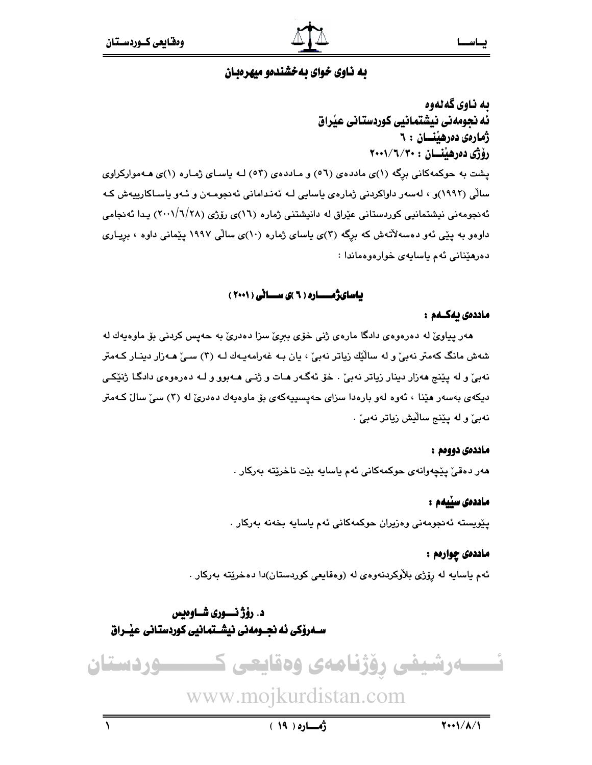## به ناوى خواى به‌خشنده‌و میهره‌بان

**به ناوى گه‌له‌وه**
**ئه نجومه‌نى نیشتمانیى كوردستانى عیْراق**
**ژماره‌ى ده‌رهیْنـــان : ٦**
**رۆژى ده‌رهیْنـــان : ٢٠٠١/٦/٣٠**

پشت به حوكمه‌كانى برگه (١)ى مادده‌ى (٥٦) و مادده‌ى (٥٣) لـه یاسـاى ژمـاره (١)ى هـه‌مواركراوى سالّى (١٩٩٢)و ، له‌سه‌ر داواكردنى ژماره‌ى یاسایى لـه ئه‌نـدامانى ئه‌نجومـه‌ن و ئـه‌و یاسـاكارییه‌ش كـه ئه‌نجومه‌نى نیشتمانیى كوردستانى عیْراق له دانیشتنى ژماره (١٦)ى رۆژى (٢٠٠١/٦/٢٨) یـدا ئه‌نجامى داوه‌و به پیْى ئه‌و ده‌سه‌لاّته‌ش كه برگه (٣)ى یاساى ژماره (١٠)ى سالّى ١٩٩٧ پیْمانى داوه ، بریـارى ده‌رهیْنانى ئه‌م یاسایه‌ى خواره‌وه‌ماندا :

### یاساى ژمـــاره ( ٦ )ى ســـالّى ( ٢٠٠١ )

**مادده‌ى یه‌كـه‌م :**

هه‌ر پیاویْ له ده‌ره‌وه‌ى دادگا ماره‌ى ژنى خۆى ببریْ سزا ده‌دریْ به حه‌پس كردنى بۆ ماوه‌یه‌ك له شه‌ش مانگ كه‌متر نه‌بیْ و له سالّیْك زیاتر نه‌بیْ ، یان بـه غه‌رامه‌یـه‌ك لـه (٣) سـیْ هـه‌زار دینـار كـه‌متر نه‌بیْ و له پیْنج هه‌زار دینار زیاتر نه‌بیْ . خۆ ئه‌گـه‌ر هـات و ژنـى هـه‌بوو و لـه ده‌ره‌وه‌ى دادگـا ژنیْكـى دیكه‌ى به‌سه‌ر هیْنا ، ئه‌وه له‌و باره‌دا سزاى حه‌پسییه‌كه‌ى بۆ ماوه‌یه‌ك ده‌دریْ له (٣) سیْ سالّ كـه‌متر نه‌بیْ و له پیْنج سالّیش زیاتر نه‌بیْ .

**مادده‌ى دووه‌م :**

هه‌ر ده‌قیْ پیْچه‌وانه‌ى حوكمه‌كانى ئه‌م یاسایه بیْت ناخریْته به‌ركار .

**مادده‌ى سیْیه‌م :**

پیْویسته ئه‌نجومه‌نى وه‌زیران حوكمه‌كانى ئه‌م یاسایه بخه‌نه به‌ركار .

**مادده‌ى چواره‌م :**

ئه‌م یاسایه له رۆژى بلاّوكردنه‌وه‌ى له (وه‌قایعى كوردستان)دا ده‌خریْته به‌ركار .

**د. رۆژ نـــورى شـــاوه‌یس**
**ســه‌رۆكى ئه نجـومه‌نى نیشـتمانیى كوردستانى عیْـراق**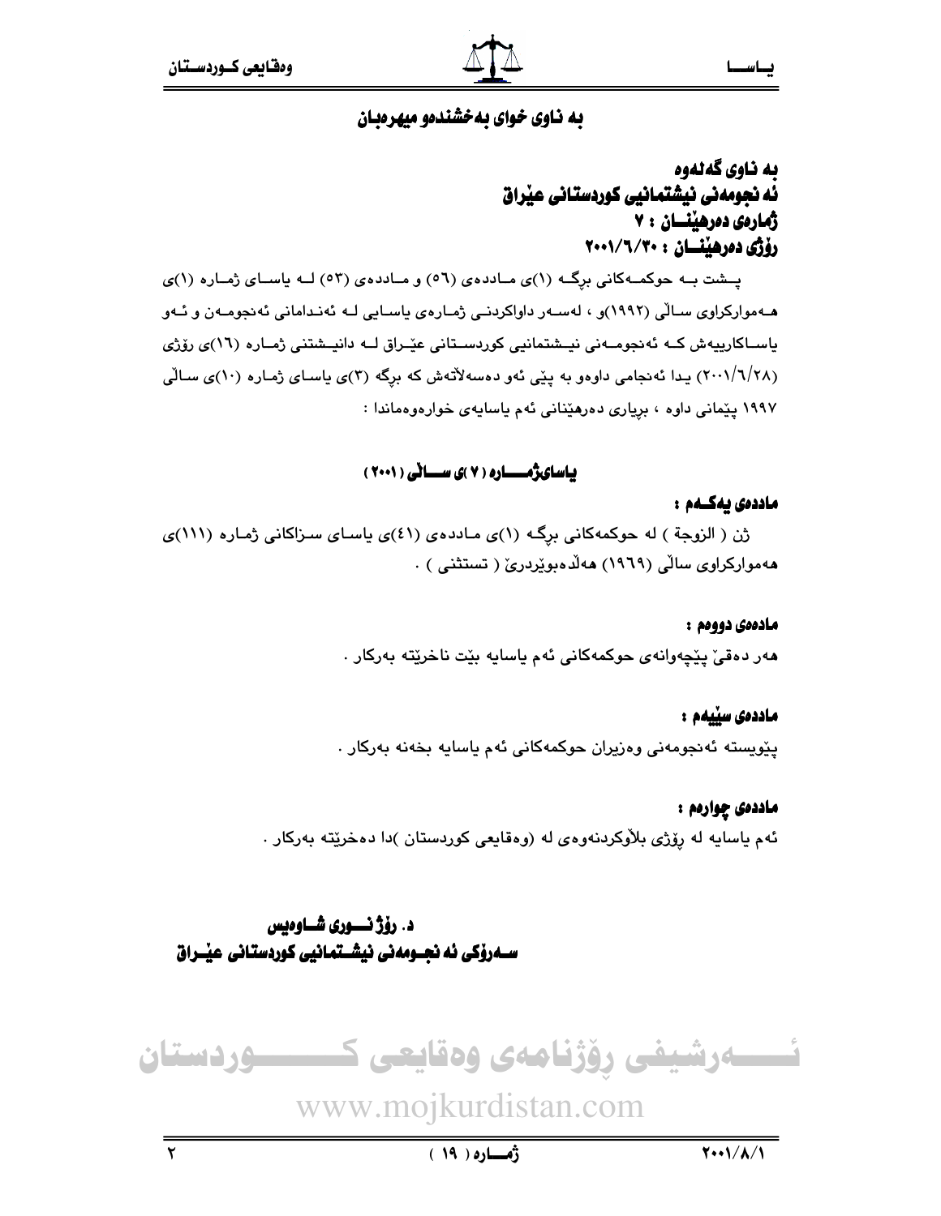به ناوى خواى بەخشندەو ميهرەبان

**بە ناوی گەلەوە**
**ئە نجومەنی نیشتمانیی کوردستانی عێراق**
**ژمارەی دەرهێنـــان : ٧**
**رۆژی دەرهێنـــان : ٢٠٠١/٦/٣٠**

پــشت بــە حوکمــەکانی برگــە (١)ی مــاددەی (٥٦) و مــاددەی (٥٣) لــە یاســای ژمــارە (١)ی هــەموارکراوی ساڵی (١٩٩٢)و ، لەســەر داواکردنــی ژمــارەی یاســایی لــە ئەنــدامانی ئەنجومــەن و ئــەو یاســاکارییەش کــە ئەنجومــەنی نیــشتمانیی کوردســتانی عێــراق لــە دانیــشتنی ژمــارە (١٦)ی رۆژی (٢٠٠١/٦/٢٨) یدا ئەنجامی داوەو بە پێی ئەو دەسەڵاتەش کە برگە (٣)ی یاسای ژمارە (١٠)ی ساڵی ١٩٩٧ پێمانی داوە ، بریاری دەرهێنانی ئەم یاسایەی خوارەوەماندا :

## یاسایژمـــــارە ( ٧ )ی ســـاڵی ( ٢٠٠١ )

**ماددەی یەکــەم :**

ژن ( الزوجة ) لە حوکمەکانی برگـە (١)ی مـاددەی (٤١)ی یاسـای سـزاکانی ژمـارە (١١١)ی هەموارکراوی ساڵی (١٩٦٩) هەڵدەبوێردرێ ( تستثنى ) .

**ماددەی دووەم :**

هەر دەقێ پێچەوانەی حوکمەکانی ئەم یاسایە بێت ناخرێتە بەرکار .

**ماددەی سێیەم :**

پێویستە ئەنجومەنی وەزیران حوکمەکانی ئەم یاسایە بخەنە بەرکار .

**ماددەی چوارەم :**

ئەم یاسایە لە رۆژی بلاّوکردنەوەی لە (وەقایعی کوردستان )دا دەخرێتە بەرکار .

**د. رۆژ نـــوری شـــاوەیس**
**ســەرۆکی ئە نجــومەنی نیشــتمانیی کوردستانی عێــراق**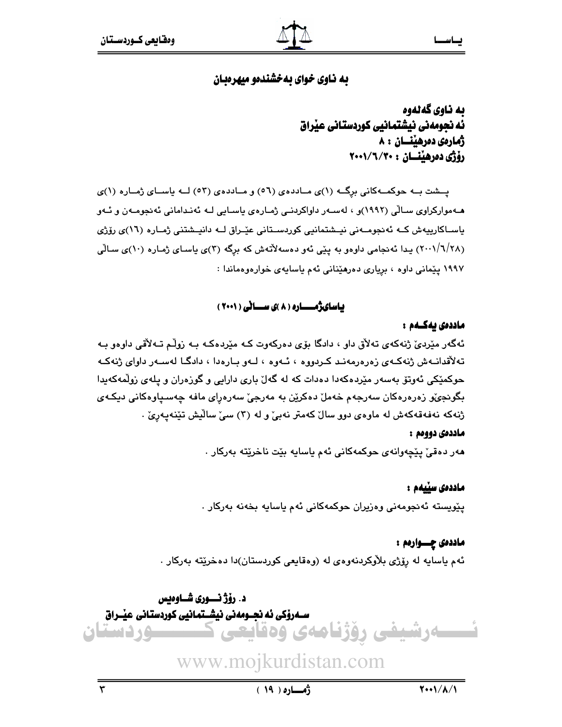# به ناوى خواى به‌خشنده‌و ميهره‌بان

**به ناوى گه‌له‌وه**
**ئه‌نجومه‌نى نيشتمانيى كوردستانى عيّراق**
**ژماره‌ى ده‌رهيّنـــان : ٨**
**رۆژى ده‌رهيّنـــان : ٢٠٠١/٦/٣٠**

پـشت بـه حوكمـه‌كانى برگـه (١)ى مـادده‌ى (٥٦) و مـادده‌ى (٥٣) لـه ياسـاى ژمـاره (١)ى هـه‌مواركراوى سـالّى (١٩٩٢)و ، له‌سـه‌ر داواكردنـى ژمـاره‌ى ياسـايى لـه ئه‌نـدامانى ئه‌نجومـه‌ن و ئـه‌و ياسـاكارييه‌ش كـه ئه‌نجومـه‌نى نيـشتمانيى كوردسـتانى عيّـراق لـه دانيـشتنى ژمـاره (١٦)ى رۆژى (٢٠٠١/٦/٢٨) يـدا ئه‌نجامى داوه‌و به پيّى ئه‌و ده‌سه‌لاّته‌ش كه برگه (٣)ى ياسـاى ژمـاره (١٠)ى سـالّى ١٩٩٧ پيّمانى داوه ، بريارى ده‌رهيّنانى ئه‌م ياسايه‌ى خواره‌وه‌ماندا :

## ياساى ژمــــاره ( ٨ )ى ســـالّى ( ٢٠٠١ )

**مادده‌ى يه‌كـه‌م :**

ئه‌گه‌ر ميّردىّ ژنه‌كه‌ى ته‌لاّق داو ، دادگا بۆى ده‌ركه‌وت كـه ميّرده‌كـه بـه زولّـم تـه‌لاّقى داوه‌و بـه ته‌لاّقدانـه‌ش ژنه‌كـه‌ى زه‌ره‌رمه‌نـد كـردووه ، ئـه‌وه ، لـه‌و بـاره‌دا ، دادگـا له‌سـه‌ر داواى ژنه‌كـه حوكميّكى ئه‌وتۆ به‌سه‌ر ميّرده‌كه‌دا ده‌دات كه له گه‌لّ بارى دارايى و گوزه‌ران و پله‌ى زولّمه‌كه‌يدا بگونجىّ‌و زه‌ره‌ره‌كان سه‌رجه‌م خه‌ملّ ده‌كريّن به مه‌رجىّ سه‌ره‌راى مافه چه‌سپاوه‌كانى ديكـه‌ى ژنه‌كه نه‌فه‌قه‌كه‌ش له ماوه‌ى دوو سالّ كه‌متر نه‌بىّ و له (٣) سىّ ساڵيش تيّنه‌په‌رىّ .

**مادده‌ى دووه‌م :**

هه‌ر ده‌قىّ پيّچه‌وانه‌ى حوكمه‌كانى ئه‌م ياسايه بيّت ناخريّته به‌ركار .

**مادده‌ى سيّيه‌م :**

پيّويسته ئه‌نجومه‌نى وه‌زيران حوكمه‌كانى ئه‌م ياسايه بخه‌نه به‌ركار .

**مادده‌ى چـــواره‌م :**

ئه‌م ياسايه له رۆژى بلاّوكردنه‌وه‌ى له (وه‌قايعى كوردستان)دا ده‌خريّته به‌ركار .

**د. رۆژ نـــورى شـاوه‌يس**
**ســه‌رۆكى ئه‌نجــومه‌نى نيشــتمانيى كوردستانى عيّــراق**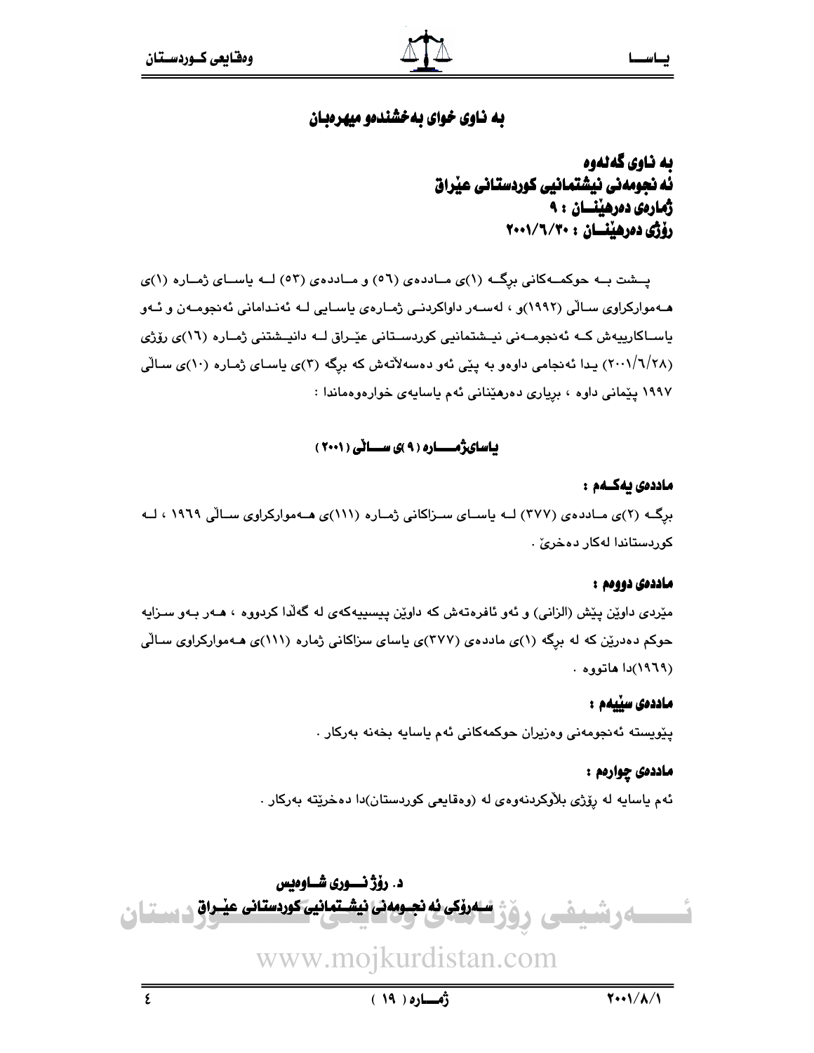# بە ناوی خوای بەخشندەو میهرەبان

**بە ناوی گەلەوە**
**ئەنجومەنی نیشتمانیی کوردستانی عێراق**
**ژمارەی دەرهێنــان : ٩**
**رۆژی دەرهێنــان : ٢٠٠١/٦/٣٠**

پــشت بــە حوکمــەکانی برگــە (١)ی مــاددەی (٥٦) و مــاددەی (٥٣) لــە یاســای ژمــارە (١)ی هــەموارکراوی ســاڵی (١٩٩٢)و ، لەســەر داواکردنــی ژمــارەی یاســایی لــە ئەنــدامانی ئەنجومــەن و ئــەو یاســاکارییەش کــە ئەنجومــەنی نیــشتمانیی کوردســتانی عێــراق لــە دانیــشتنی ژمــارە (١٦)ی رۆژی (٢٠٠١/٦/٢٨) یــدا ئەنجامی داوەو بە پێی ئەو دەسەڵاتەش کە برگە (٣)ی یاسـای ژمـارە (١٠)ی سـاڵی ١٩٩٧ پێمانی داوە ، بڕیاری دەرهێنانی ئەم یاسایەی خوارەوەماندا :

## یاسای ژمــــارە (٩)ی ســــاڵی (٢٠٠١)

### ماددەی یەکــەم :

برگــە (٢)ی مــاددەی (٣٧٧) لــە یاســای ســزاکانی ژمــارە (١١١)ی هــەموارکراوی ســاڵی ١٩٦٩ ، لــە کوردستاندا لەکار دەخرێ .

### ماددەی دووەم :

مێردی داوێن پێش (الزانی) و ئەو ئافرەتەش کە داوێن پیسییەکەی لە گەڵدا کردووە ، هــەر بــەو سـزایە حوکم دەدرێن کە لە برگە (١)ی ماددەی (٣٧٧)ی یاسای سزاکانی ژمارە (١١١)ی هــەموارکراوی سـاڵی (١٩٦٩)دا هاتووە .

### ماددەی سێیەم :

پێویستە ئەنجومەنی وەزیران حوکمەکانی ئەم یاسایە بخەنە بەرکار .

### ماددەی چوارەم :

ئەم یاسایە لە رۆژی بڵاوکردنەوەی لە (وەقایعی کوردستان)دا دەخرێتە بەرکار .

**د. رۆژ نــوری شــاوەیس**
**ســەرۆکی ئەنجــومەنی نیشــتمانیی کوردستانی عێــراق**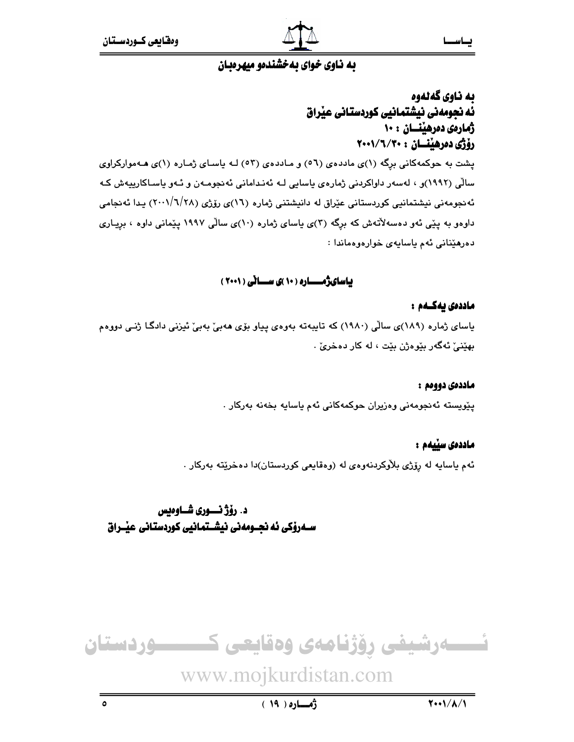به ناوی خوای بەخشندەو میهرەبان

**بە ناوی گەلەوە**
**ئە نجومەنی نیشتمانیی کوردستانی عێراق**
**ژمارەی دەرهێنــان : ١٠**
**رۆژی دەرهێنــان : ٢٠٠١/٦/٣٠**

پشت بە حوکمەکانی برگە (١)ی ماددەی (٥٦) و ماددەی (٥٣) لە یاسای ژمارە (١)ی هەموارکراوی ساڵی (١٩٩٢)و ، لەسەر داواکردنی ژمارەی یاسایی لە ئەندامانی ئەنجومەن و ئەو یاساکارییەش کە ئەنجومەنی نیشتمانیی کوردستانی عێراق لە دانیشتنی ژمارە (١٦)ی رۆژی (٢٠٠١/٦/٢٨) یدا ئەنجامی داوەو بە پێی ئەو دەسەڵاتەش کە برگە (٣)ی یاسای ژمارە (١٠)ی ساڵی ١٩٩٧ پێمانی داوە ، بریاری دەرهێنانی ئەم یاسایەی خوارەوەماندا :

## یاسای ژمــــارە (١٠)ی ســـاڵی (٢٠٠١)

### ماددەی یەکـەم :

یاسای ژمارە (١٨٩)ی ساڵی (١٩٨٠) کە تایبەتە بەوەی پیاو بۆی هەبێ بەبێ ئیزنی دادگا ژنی دووەم بهێنێ ئەگەر بێوەژن بێت ، لە کار دەخرێ .

### ماددەی دووەم :

پێویستە ئەنجومەنی وەزیران حوکمەکانی ئەم یاسایە بخەنە بەرکار .

### ماددەی سێیەم :

ئەم یاسایە لە رۆژی بلاوکردنەوەی لە (وەقایعی کوردستان)دا دەخرێتە بەرکار .

**د. رۆژ نــوری شـاوەیس**
**سـەرۆکی ئە نجـومەنی نیشـتمانیی کوردستانی عێـراق**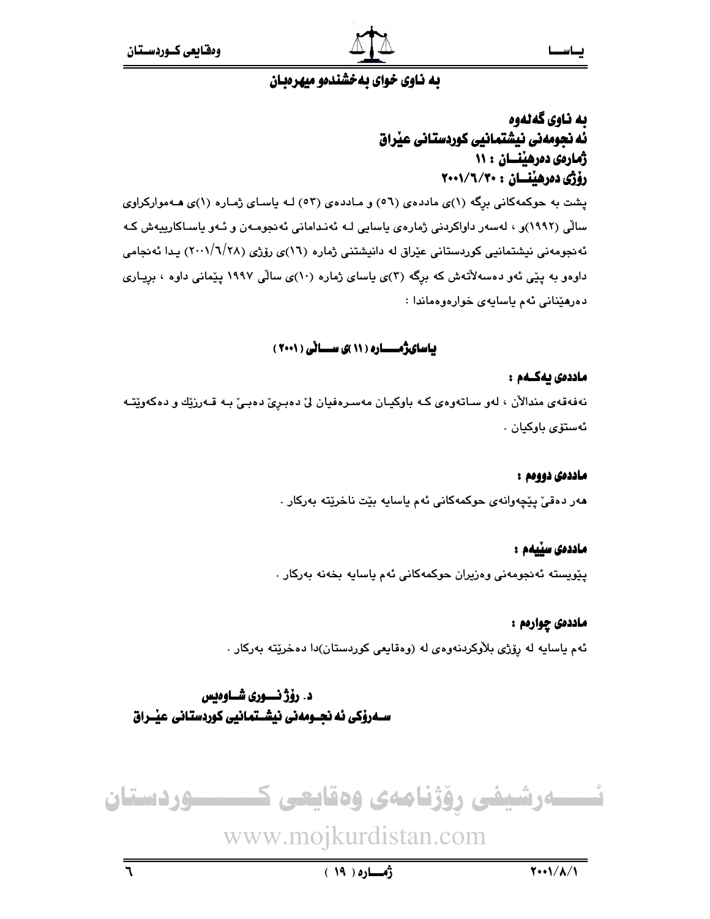## به ناوی خوای بەخشندەو میهرەبان

### به ناوی گەلەوە
### ئەنجومەنی نیشتمانیی کوردستانی عێراق
### ژمارەی دەرهێنــان : ١١
### رۆژی دەرهێنـان : ٢٠٠١/٦/٣٠

پشت بە حوکمەکانی برگە (١)ی ماددەی (٥٦) و ماددەی (٥٣) لە یاسای ژمارە (١)ی هەموارکراوی ساڵی (١٩٩٢)و ، لەسەر داواکردنی ژمارەی یاسایی لە ئەندامانی ئەنجومەن و ئەو یاساکارییەش کە ئەنجومەنی نیشتمانیی کوردستانی عێراق لە دانیشتنی ژمارە (١٦)ی رۆژی (٢٠٠١/٦/٢٨) یدا ئەنجامی داوەو بە پێی ئەو دەسەلاتەش کە برگە (٣)ی یاسای ژمارە (١٠)ی ساڵی ١٩٩٧ پێمانی داوە ، بریاری دەرهێنانی ئەم یاسایەی خوارەوەماندا :

### یاسای ژمـــارە (١١)ی ســـالی (٢٠٠١)

**ماددەی یەکـەم :**

نەفەقەی منداڵان ، لەو ساتەوەی کە باوکیان مەسرەفیان لێ دەبرێ دەبێ بە قەرزێك و دەکەوێتە ئەستۆی باوکیان .

**ماددەی دووەم :**

هەر دەقێ پێچەوانەی حوکمەکانی ئەم یاسایە بێت ناخرێتە بەرکار .

**ماددەی سێیەم :**

پێویستە ئەنجومەنی وەزیران حوکمەکانی ئەم یاسایە بخەنە بەرکار .

**ماددەی چوارەم :**

ئەم یاسایە لە رۆژی بلاوکردنەوەی لە (وەقایعی کوردستان)دا دەخرێتە بەرکار .

**د. رۆژ نـــوری شـــاوەیس**
**ســەرۆکی ئەنجــومەنی نیشــتمانیی کوردستانی عێــراق**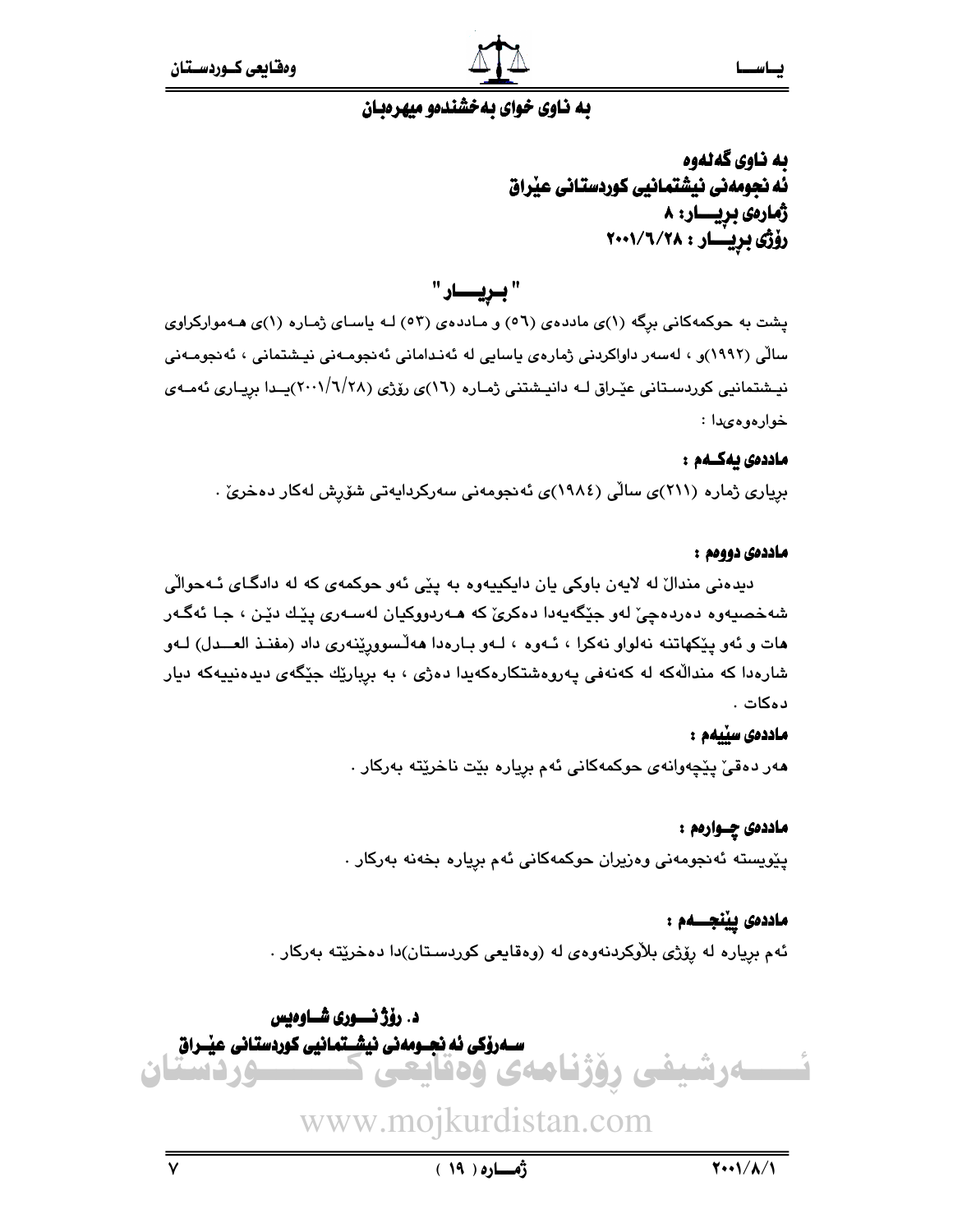به ناوى خواى بەخشندەو میهرەبان

**بە ناوی گەلەوە**
**ئەنجومەنی نیشتمانیی کوردستانی عێراق**
**ژمارەی بڕیـــار: ٨**
**ڕۆژی بڕیـــار : ٢٠٠١/٦/٢٨**

## " بـڕیـــار "

پشت بە حوکمەکانی بڕگە (١)ی ماددەی (٥٦) و مـاددەی (٥٣) لـە یاسـای ژمـارە (١)ی هـەموارکراوی ساڵی (١٩٩٢)و ، لەسەر داواکردنی ژمارەی یاسایی لە ئەنـدامانی ئەنجومـەنی نیـشتمانی ، ئەنجومـەنی نیـشتمانیی کوردسـتانی عێـراق لـە دانیـشتنی ژمـارە (١٦)ی ڕۆژی (٢٠٠١/٦/٢٨)یـدا بڕیـاری ئەمـەی خوارەوەیدا :

**ماددەی یەکــەم :**

بڕیاری ژمارە (٢١١)ی ساڵی (١٩٨٤)ی ئەنجومەنی سەرکردایەتی شۆڕش لەکار دەخرێ .

**ماددەی دووەم :**

دیدەنی منداڵ لە لایەن باوکی یان دایکییەوە بە پێی ئەو حوکمەی کە لە دادگای ئـەحواڵی شەخصیەوە دەردەچێ لەو جێگەیەدا دەکرێ کە هـەردووکیان لەسـەری پێـك دێـن ، جـا ئەگـەر هات و ئەو پێکهاتنە نەلواو نەکرا ، ئـەوە ، لـەو بـارەدا هەڵسووڕێنەری داد (مفنـذ العـــدل) لـەو شارەدا کە منداڵەکە لە کەنەفی پەروەشتکارەکەیدا دەژی ، بە بڕیارێك جێگەی دیدەنییەکە دیار دەکات .

**ماددەی سێیەم :**

هەر دەقێ پێچەوانەی حوکمەکانی ئەم بڕیارە بێت ناخرێتە بەرکار .

**ماددەی چـوارەم :**

پێویستە ئەنجومەنی وەزیران حوکمەکانی ئەم بڕیارە بخەنە بەرکار .

**ماددەی پێنجــەم :**

ئەم بڕیارە لە ڕۆژی بڵاوکردنەوەی لە (وەقایعی کوردستـان)دا دەخرێتە بەرکار .

**د. ڕۆژ نـــوری شـــاوەیس**
**ســەرۆکی ئەنجــومەنی نیشــتمانیی کوردستانی عێــراق**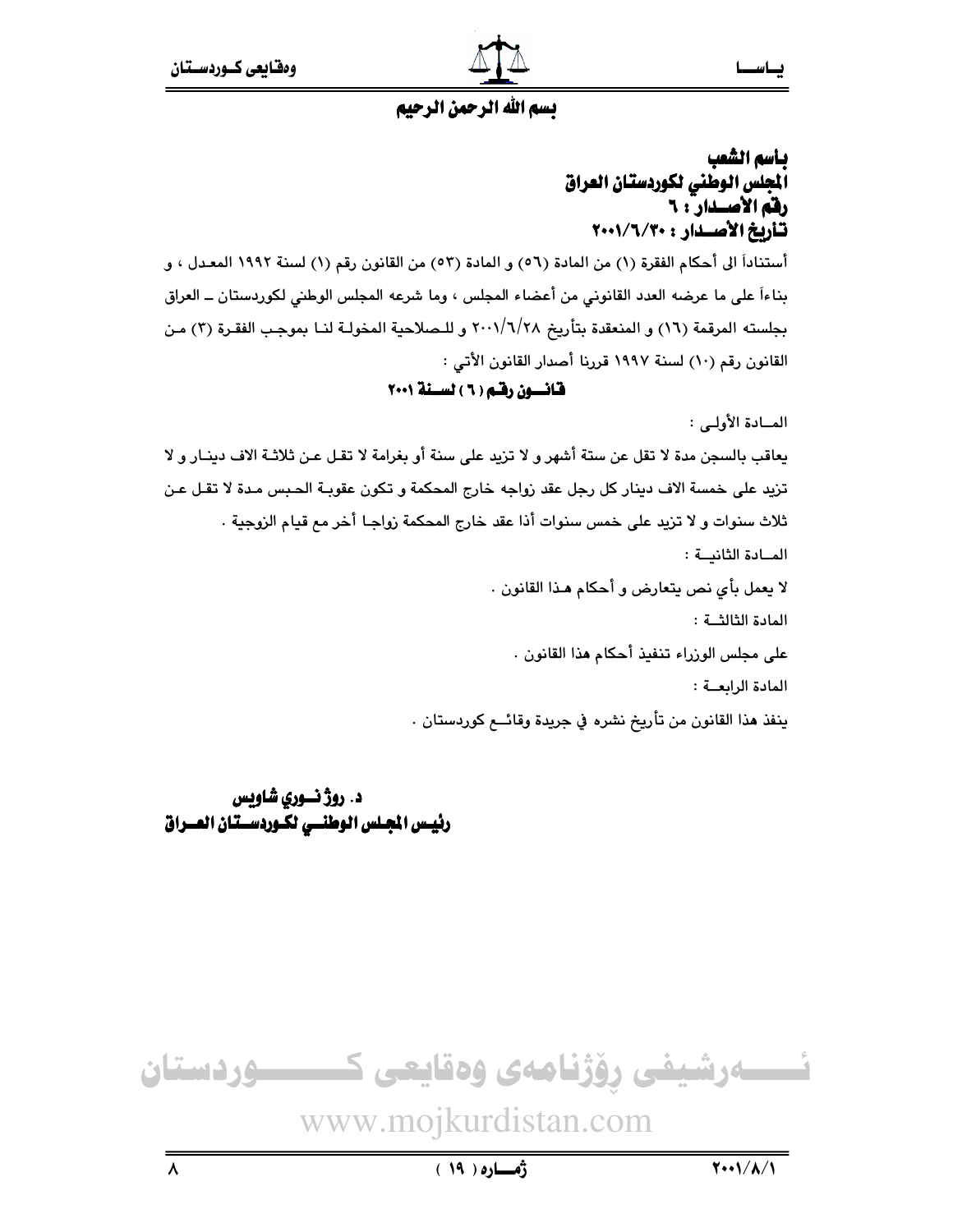بسم الله الرحمن الرحيم

**باسم الشعب**
**المجلس الوطني لكوردستان العراق**
**رقم الأصـــدار : ٦**
**تأريخ الأصـــدار : ٢٠٠١/٦/٣٠**

أستناداً الى أحكام الفقرة (١) من المادة (٥٦) و المادة (٥٣) من القانون رقم (١) لسنة ١٩٩٢ المعدل ، و بناءاً على ما عرضه العدد القانوني من أعضاء المجلس ، وما شرعه المجلس الوطني لكوردستان ــ العراق بجلسته المرقمة (١٦) و المنعقدة بتأريخ ٢٠٠١/٦/٢٨ و للصلاحية المخولة لنا بموجب الفقرة (٣) من القانون رقم (١٠) لسنة ١٩٩٧ قررنا أصدار القانون الأتي :

## قانـــون رقـم ( ٦ ) لســنة ٢٠٠١

المــادة الأولـى :

يعاقب بالسجن مدة لا تقل عن ستة أشهر و لا تزيد على سنة أو بغرامة لا تقل عن ثلاثة الاف دينار و لا تزيد على خمسة الاف دينار كل رجل عقد زواجه خارج المحكمة و تكون عقوبة الحبس مدة لا تقل عن ثلاث سنوات و لا تزيد على خمس سنوات أذا عقد خارج المحكمة زواجا أخر مع قيام الزوجية .

المــادة الثانيــة :

لا يعمل بأي نص يتعارض و أحكام هـذا القانون .

المادة الثالثــة :

على مجلس الوزراء تنفيذ أحكام هذا القانون .

المادة الرابعــة :

ينفذ هذا القانون من تأريخ نشره في جريدة وقائــع كوردستان .

**د. روژ نـــوري شاويس**
**رئيـس المجـلس الوطنـي لكـوردســتان العــراق**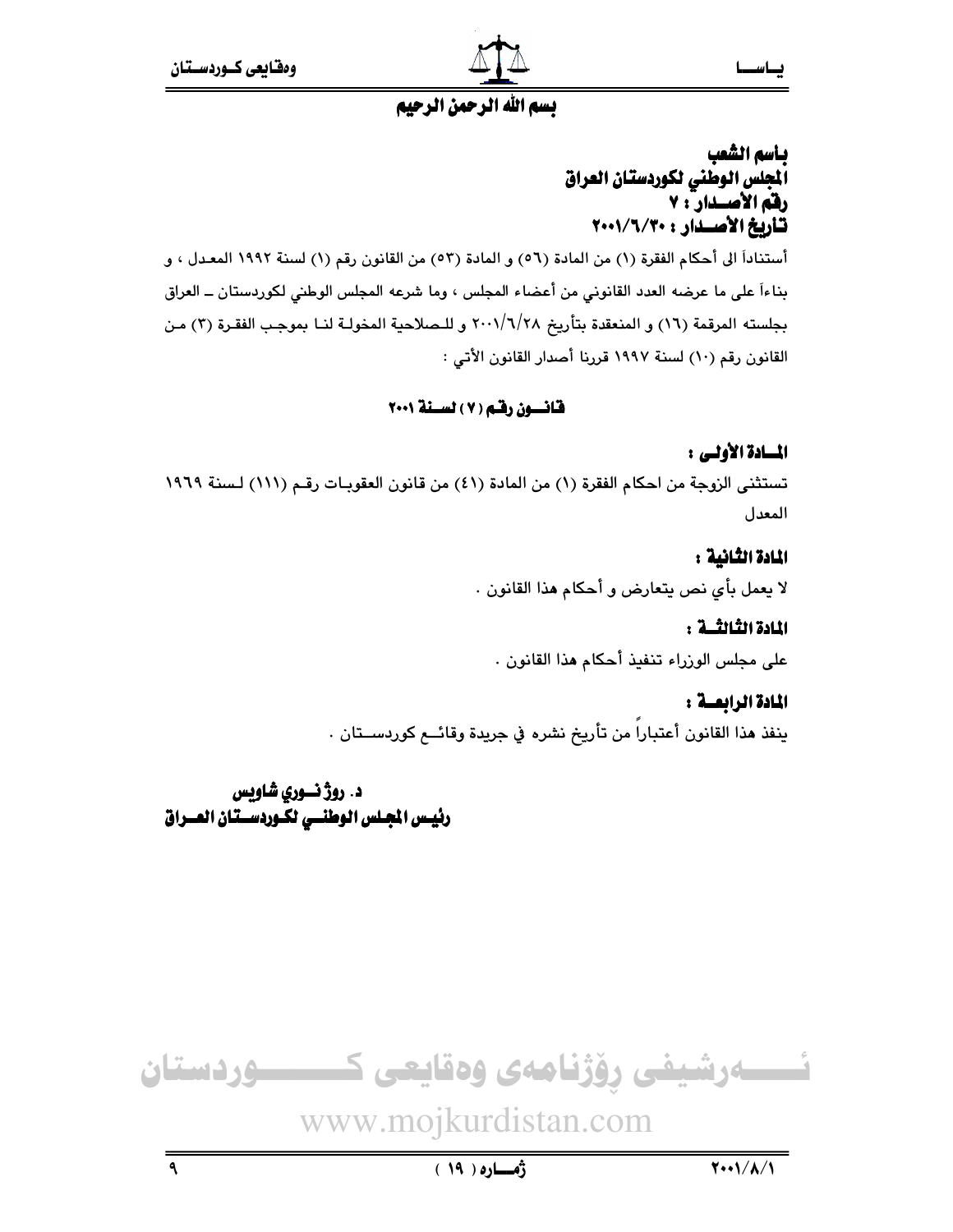بسم الله الرحمن الرحيم

**باسم الشعب**
**المجلس الوطني لكوردستان العراق**
**رقم الأصدار : ٧**
**تأريخ الأصدار : ٢٠٠١/٦/٣٠**

أستناداً الى أحكام الفقرة (١) من المادة (٥٦) و المادة (٥٣) من القانون رقم (١) لسنة ١٩٩٢ المعدل ، و بناءاً على ما عرضه العدد القانوني من أعضاء المجلس ، وما شرعه المجلس الوطني لكوردستان ــ العراق بجلسته المرقمة (١٦) و المنعقدة بتأريخ ٢٠٠١/٦/٢٨ و للصلاحية المخولة لنا بموجب الفقرة (٣) من القانون رقم (١٠) لسنة ١٩٩٧ قررنا أصدار القانون الأتي :

## قانون رقم (٧) لسنة ٢٠٠١

### المادة الأولى :

تستثنى الزوجة من احكام الفقرة (١) من المادة (٤١) من قانون العقوبات رقم (١١١) لسنة ١٩٦٩ المعدل

### المادة الثانية :

لا يعمل بأي نص يتعارض و أحكام هذا القانون .

### المادة الثالثة :

على مجلس الوزراء تنفيذ أحكام هذا القانون .

### المادة الرابعة :

ينفذ هذا القانون أعتباراً من تأريخ نشره في جريدة وقائع كوردستان .

**د. روژ نوري شاويس**
**رئيس المجلس الوطني لكوردستان العراق**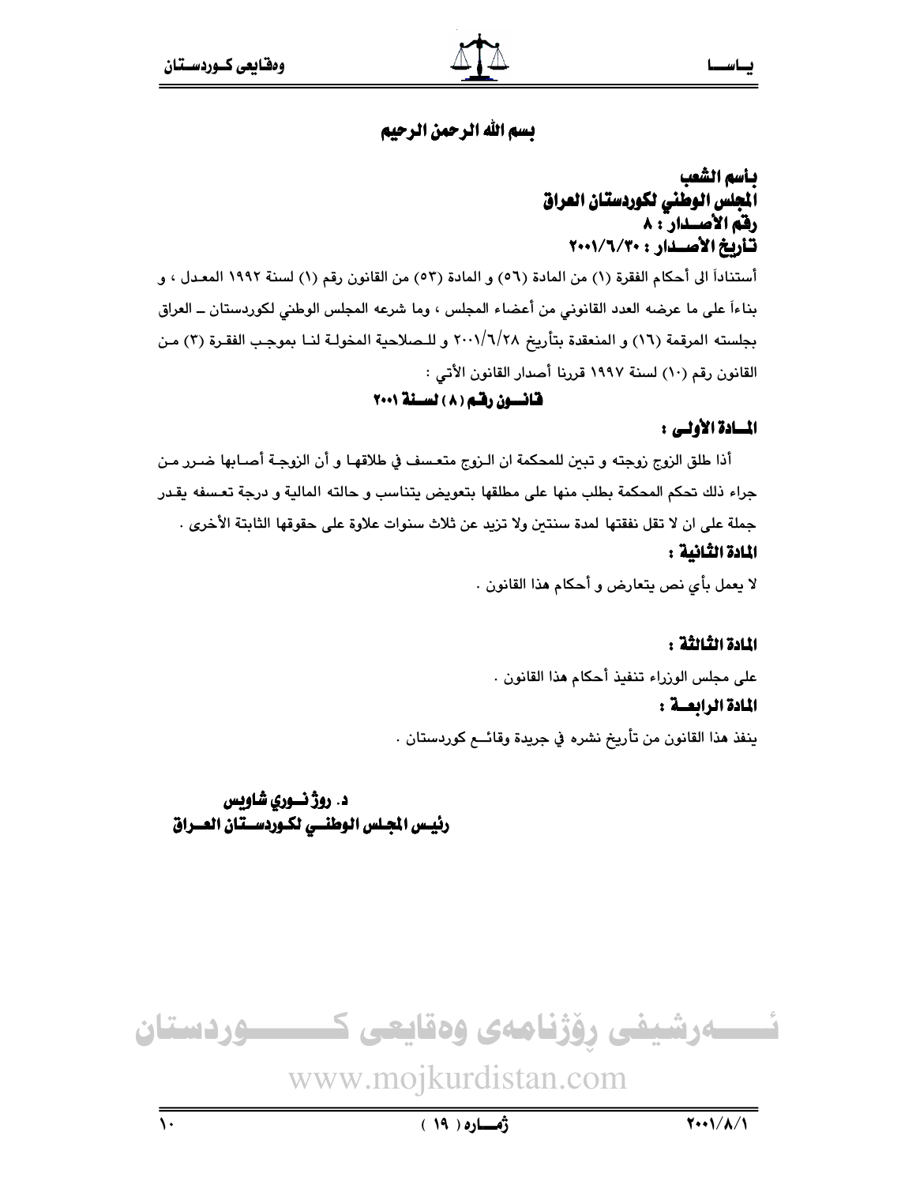بسم الله الرحمن الرحيم

**بأسم الشعب**
**المجلس الوطني لكوردستان العراق**
**رقم الأصـدار : ٨**
**تأريخ الأصـدار : ٢٠٠١/٦/٣٠**

أستناداً الى أحكام الفقرة (١) من المادة (٥٦) و المادة (٥٣) من القانون رقم (١) لسنة ١٩٩٢ المعدل ، و بناءاً على ما عرضه العدد القانوني من أعضاء المجلس ، وما شرعه المجلس الوطني لكوردستان ــ العراق بجلسته المرقمة (١٦) و المنعقدة بتأريخ ٢٠٠١/٦/٢٨ و للصلاحية المخولة لنا بموجب الفقرة (٣) من القانون رقم (١٠) لسنة ١٩٩٧ قررنا أصدار القانون الأتي :

## قانـون رقـم ( ٨ ) لسـنة ٢٠٠١

### المـادة الأولـى :

أذا طلق الزوج زوجته و تبين للمحكمة ان الزوج متعسف في طلاقها و أن الزوجة أصابها ضرر من جراء ذلك تحكم المحكمة بطلب منها على مطلقها بتعويض يتناسب و حالته المالية و درجة تعسفه يقدر جملة على ان لا تقل نفقتها لمدة سنتين ولا تزيد عن ثلاث سنوات علاوة على حقوقها الثابتة الأخرى .

### المادة الثانية :

لا يعمل بأي نص يتعارض و أحكام هذا القانون .

### المادة الثالثة :

على مجلس الوزراء تنفيذ أحكام هذا القانون .

### المادة الرابعـة :

ينفذ هذا القانون من تأريخ نشره في جريدة وقائـع كوردستان .

**د. روژ نـوري شاويس**
**رئيـس المجلس الوطنـي لكـوردسـتان العـراق**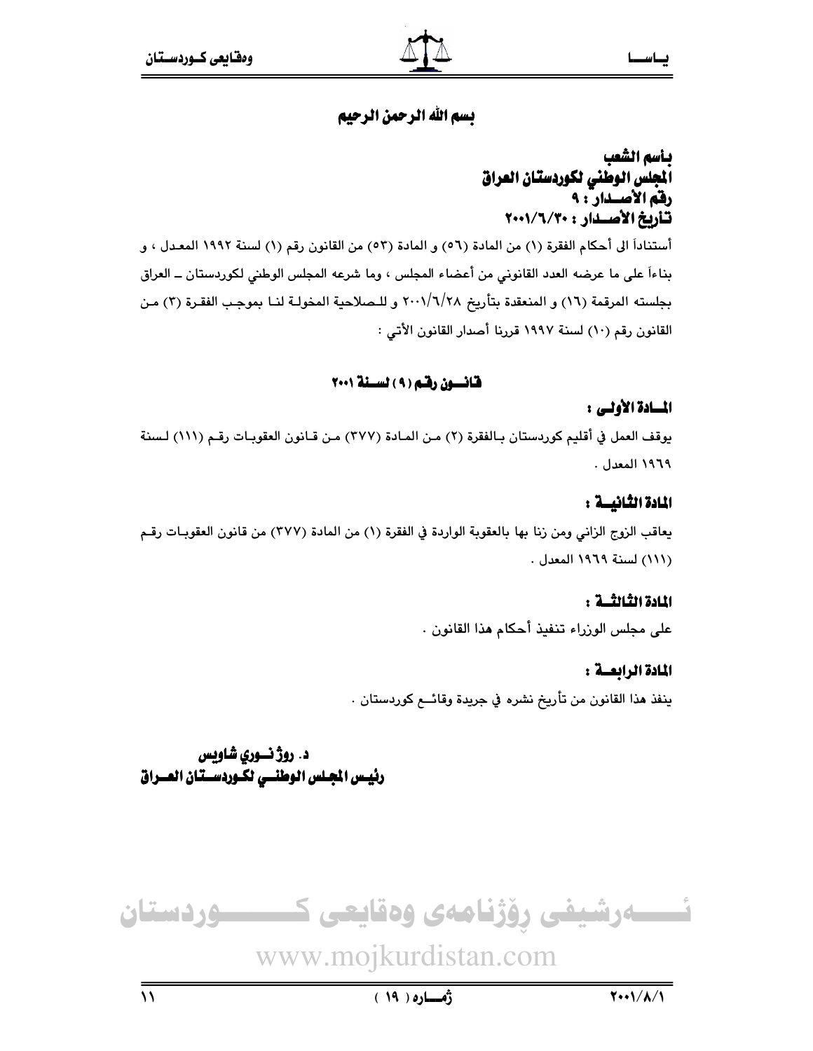بسم الله الرحمن الرحيم

**بأسم الشعب**
**المجلس الوطني لكوردستان العراق**
**رقم الأصـدار : ٩**
**تأريخ الأصـدار : ٢٠٠١/٦/٣٠**

أستناداً الى أحكام الفقرة (١) من المادة (٥٦) و المادة (٥٣) من القانون رقم (١) لسنة ١٩٩٢ المعدل ، و بناءاً على ما عرضه العدد القانوني من أعضاء المجلس ، وما شرعه المجلس الوطني لكوردستان ــ العراق بجلسته المرقمة (١٦) و المنعقدة بتأريخ ٢٠٠١/٦/٢٨ و للصلاحية المخولة لنا بموجب الفقرة (٣) من القانون رقم (١٠) لسنة ١٩٩٧ قررنا أصدار القانون الأتي :

## قانـون رقم ( ٩ ) لسـنة ٢٠٠١

**المـادة الأولـى :**

يوقف العمل في أقليم كوردستان بالفقرة (٢) من المادة (٣٧٧) من قانون العقوبات رقم (١١١) لسنة ١٩٦٩ المعدل .

**المادة الثانيـة :**

يعاقب الزوج الزاني ومن زنا بها بالعقوبة الواردة في الفقرة (١) من المادة (٣٧٧) من قانون العقوبات رقم (١١١) لسنة ١٩٦٩ المعدل .

**المادة الثالثـة :**

على مجلس الوزراء تنفيذ أحكام هذا القانون .

**المادة الرابعـة :**

ينفذ هذا القانون من تأريخ نشره في جريدة وقائـع كوردستان .

**د. روژ نـوري شاويس**
**رئيس المجلس الوطنـي لكـوردسـتان العـراق**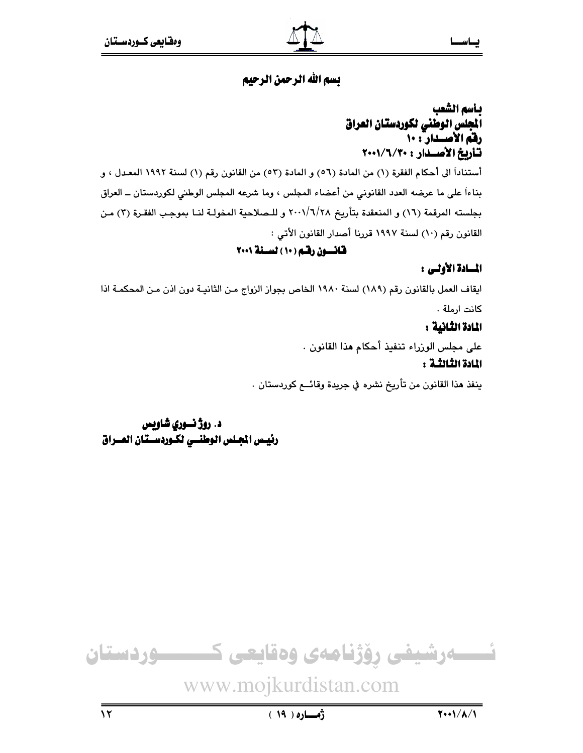بسم الله الرحمن الرحيم

**بأسم الشعب**
**المجلس الوطني لكوردستان العراق**
**رقم الأصـــدار : ١٠**
**تأريخ الأصـــدار : ٢٠٠١/٦/٣٠**

أستناداً الى أحكام الفقرة (١) من المادة (٥٦) و المادة (٥٣) من القانون رقم (١) لسنة ١٩٩٢ المعدل ، و بناءاً على ما عرضه العدد القانوني من أعضاء المجلس ، وما شرعه المجلس الوطني لكوردستان ــ العراق بجلسته المرقمة (١٦) و المنعقدة بتأريخ ٢٠٠١/٦/٢٨ و للصلاحية المخولة لنا بموجب الفقرة (٣) من القانون رقم (١٠) لسنة ١٩٩٧ قررنا أصدار القانون الأتي :

## قانـــون رقـم (١٠) لســنة ٢٠٠١

### المــادة الأولــى :

ايقاف العمل بالقانون رقم (١٨٩) لسنة ١٩٨٠ الخاص بجواز الزواج من الثانية دون اذن من المحكمة اذا كانت ارملة .

### المادة الثانية :

على مجلس الوزراء تنفيذ أحكام هذا القانون .

### المادة الثالثة :

ينفذ هذا القانون من تأريخ نشره في جريدة وقائــع كوردستان .

**د. روژ نــوري شاويس**
**رئيـس المجلس الوطنــي لكـوردســتان العــراق**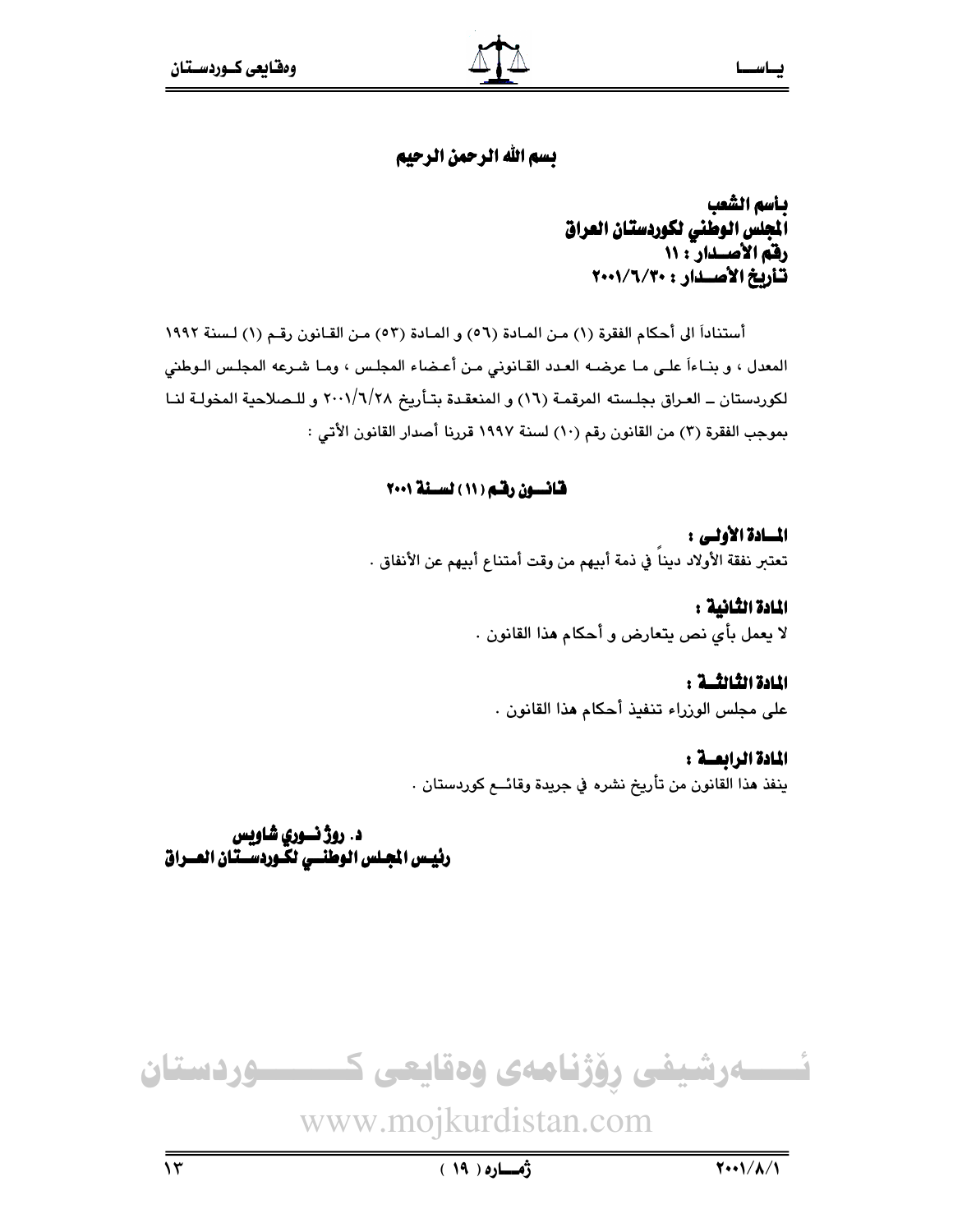بسم الله الرحمن الرحيم

**بأسم الشعب**
**المجلس الوطني لكوردستان العراق**
**رقم الأصـدار : ١١**
**تأريخ الأصـدار : ٢٠٠١/٦/٣٠**

أستناداً الى أحكام الفقرة (١) مـن المـادة (٥٦) و المـادة (٥٣) مـن القـانون رقـم (١) لـسنة ١٩٩٢ المعدل ، و بنـاءاً علـى مـا عرضـه العـدد القـانوني مـن أعـضاء المجلـس ، ومـا شـرعه المجلـس الـوطني لكوردستان ـ العـراق بجلـسته المرقمـة (١٦) و المنعقـدة بتـأريخ ٢٠٠١/٦/٢٨ و للـصلاحية المخولـة لنـا بموجب الفقرة (٣) من القانون رقم (١٠) لسنة ١٩٩٧ قررنا أصدار القانون الأتي :

## قانـون رقـم (١١) لسـنة ٢٠٠١

**المـادة الأولـى :**
تعتبر نفقة الأولاد ديناً في ذمة أبيهم من وقت أمتناع أبيهم عن الأنفاق .

**المادة الثانية :**
لا يعمل بأي نص يتعارض و أحكام هذا القانون .

**المادة الثالثـة :**
على مجلس الوزراء تنفيذ أحكام هذا القانون .

**المادة الرابعـة :**
ينفذ هذا القانون من تأريخ نشره في جريدة وقائـع كوردستان .

**د. روژ نـوري شاويس**
**رئيـس المجـلس الوطنـي لكـوردسـتـان العــراق**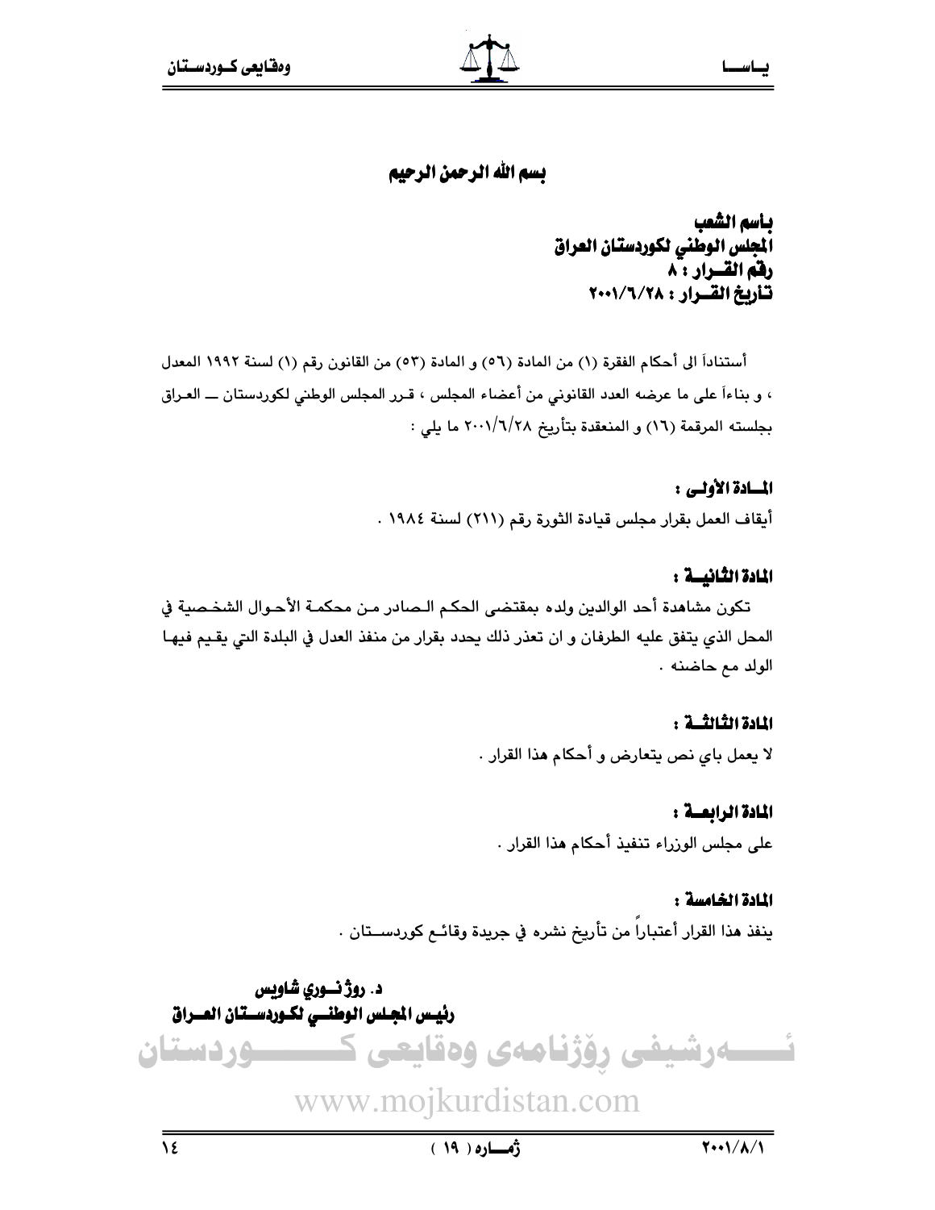بسم الله الرحمن الرحيم

**باسم الشعب**
**المجلس الوطني لكوردستان العراق**
**رقم القــرار : ٨**
**تـاريخ القــرار : ٢٠٠١/٦/٢٨**

أستناداً الى أحكام الفقرة (١) من المادة (٥٦) و المادة (٥٣) من القانون رقم (١) لسنة ١٩٩٢ المعدل ، و بناءاً على ما عرضه العدد القانوني من أعضاء المجلس ، قـرر المجلس الوطني لكوردستان ـــ العـراق بجلسته المرقمة (١٦) و المنعقدة بتأريخ ٢٠٠١/٦/٢٨ ما يلي :

**المــادة الأولـى :**

أيقاف العمل بقرار مجلس قيادة الثورة رقم (٢١١) لسنة ١٩٨٤ .

**المادة الثانيــة :**

تكون مشاهدة أحد الوالدين ولده بمقتضى الحكـم الـصادر مـن محكمـة الأحـوال الشخـصية في المحل الذي يتفق عليه الطرفان و ان تعذر ذلك يحدد بقرار من منفذ العدل في البلدة التي يقـيم فيهـا الولد مع حاضنه .

**المادة الثالثــة :**

لا يعمل باي نص يتعارض و أحكام هذا القرار .

**المادة الرابعــة :**

على مجلس الوزراء تنفيذ أحكام هذا القرار .

**المادة الخامسة :**

ينفذ هذا القرار أعتباراً من تأريخ نشره في جريدة وقائـع كوردســتان .

**د. روژنــوري شاويس**
**رئيـس المجلـس الوطنــي لكـوردســتان العــراق**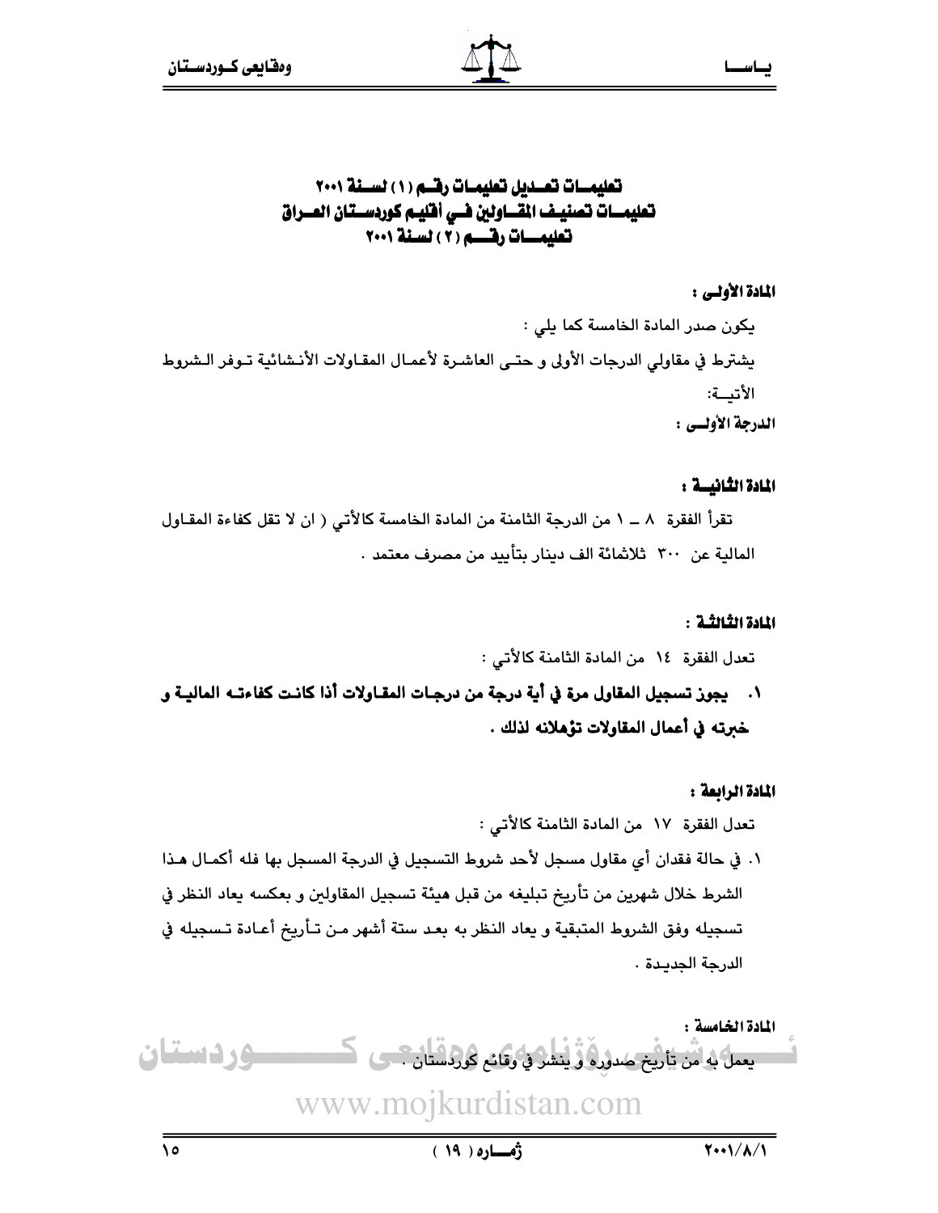# تعليمــات تعــديل تعليمـات رقــم (١) لســنة ٢٠٠١
# تعليمــات تصنيـف المقــاولين فــي أقليـم كوردســتان العــراق
# تعليمـــات رقـــم (٢) لسـنة ٢٠٠١

**المادة الأولـى :**

يكون صدر المادة الخامسة كما يلي :

يشترط في مقاولي الدرجات الأولى و حتـى العاشـرة لأعمـال المقـاولات الأنـشائية تـوفر الـشروط الأتيــة:

**الدرجة الأولــى :**

**المادة الثانيــة :**

تقرأ الفقرة ٨ ــ ١ من الدرجة الثامنة من المادة الخامسة كالأتي ( ان لا تقل كفاءة المقـاول المالية عن ٣٠٠ ثلاثمائة الف دينار بتأييد من مصرف معتمد .

**المادة الثالثـة :**

تعدل الفقرة ١٤ من المادة الثامنة كالأتي :

١. **يجوز تسجيل المقاول مرة في أية درجة من درجـات المقـاولات أذا كانـت كفاءتـه الماليـة و خبرته في أعمال المقاولات تؤهلانه لذلك .**

**المادة الرابعة :**

تعدل الفقرة ١٧ من المادة الثامنة كالأتي :

١. في حالة فقدان أي مقاول مسجل لأحد شروط التسجيل في الدرجة المسجل بها فله أكمـال هـذا الشرط خلال شهرين من تأريخ تبليغه من قبل هيئة تسجيل المقاولين و بعكسه يعاد النظر في تسجيله وفق الشروط المتبقية و يعاد النظر به بعـد ستة أشهر مـن تـأريخ أعـادة تـسجيله في الدرجة الجديـدة .

**المادة الخامسة :**

يعمل به من تأريخ صدوره و ينشر في وقائع كوردستان .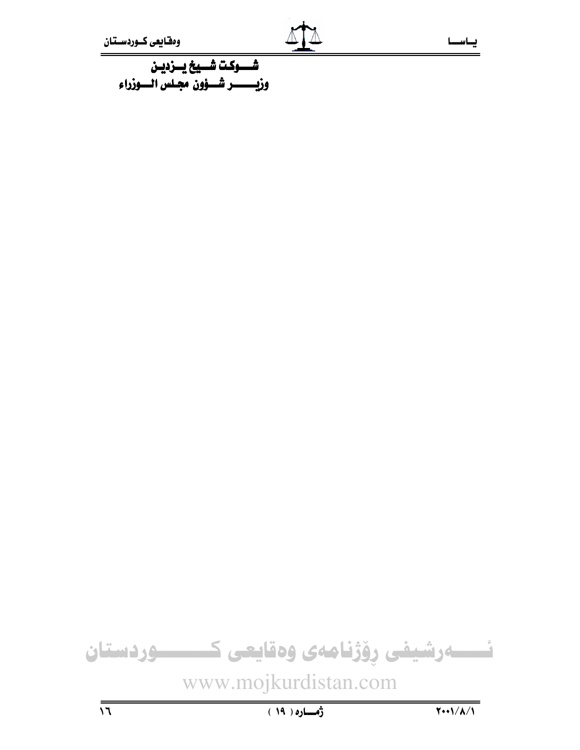**شوكت شيخ يزدين**
**وزير شؤون مجلس الوزراء**